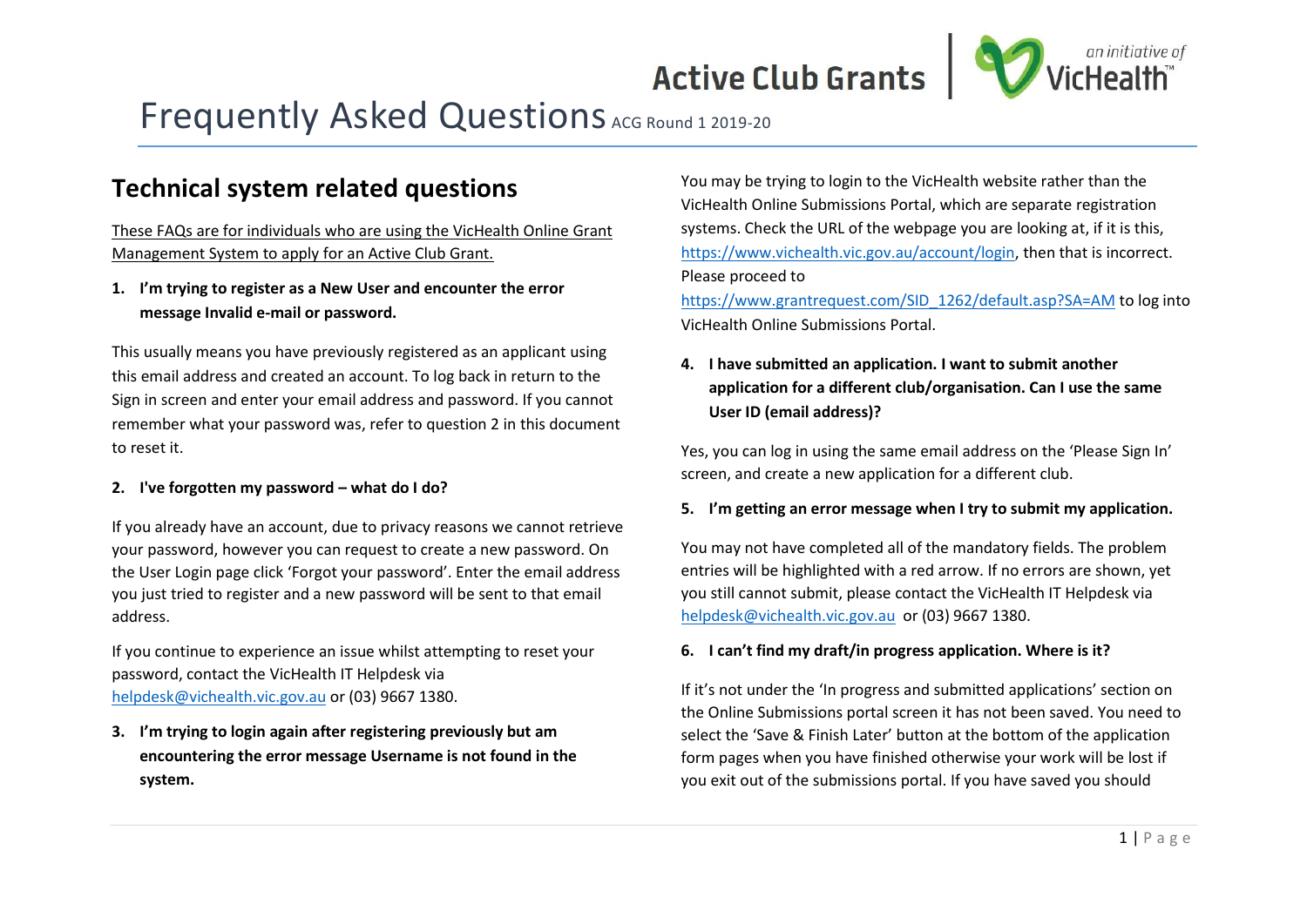# Frequently Asked Questions ACG Round 1 2019-20

## Technical system related questions

These FAQs are for individuals who are using the VicHealth Online Grant Management System to apply for an Active Club Grant.

**1. I'm trying to register as a New User and encounter the error message Invalid e-mail or password.**

This usually means you have previously registered as an applicant using this email address and created an account. To log back in return to the Sign in screen and enter your email address and password. If you cannot remember what your password was, refer to question 2 in this document to reset it.

**2. I've forgotten my password – what do I do?**

If you already have an account, due to privacy reasons we cannot retrieve your password, however you can request to create a new password. On the User Login page click 'Forgot your password'. Enter the email address you just tried to register and a new password will be sent to that email address.

If you continue to experience an issue whilst attempting to reset your password, contact the VicHealth IT Helpdesk via helpdesk@vichealth.vic.gov.au or (03) 9667 1380.

**3. I'm trying to login again after registering previously but am encountering the error message Username is not found in the system.**

You may be trying to login to the VicHealth website rather than the VicHealth Online Submissions Portal, which are separate registration systems. Check the URL of the webpage you are looking at, if it is this, https://www.vichealth.vic.gov.au/account/login, then that is incorrect. Please proceed to https://www.grantrequest.com/SID_1262/default.asp?SA=AM to log into VicHealth Online Submissions Portal.

**4. I have submitted an application. I want to submit another application for a different club/organisation. Can I use the same User ID (email address)?**

Yes, you can log in using the same email address on the 'Please Sign In' screen, and create a new application for a different club.

**5. I'm getting an error message when I try to submit my application.**

You may not have completed all of the mandatory fields. The problem entries will be highlighted with a red arrow. If no errors are shown, yet you still cannot submit, please contact the VicHealth IT Helpdesk via helpdesk@vichealth.vic.gov.au or (03) 9667 1380.

**6. I can't find my draft/in progress application. Where is it?**

If it's not under the 'In progress and submitted applications' section on the Online Submissions portal screen it has not been saved. You need to select the 'Save & Finish Later' button at the bottom of the application form pages when you have finished otherwise your work will be lost if you exit out of the submissions portal. If you have saved you should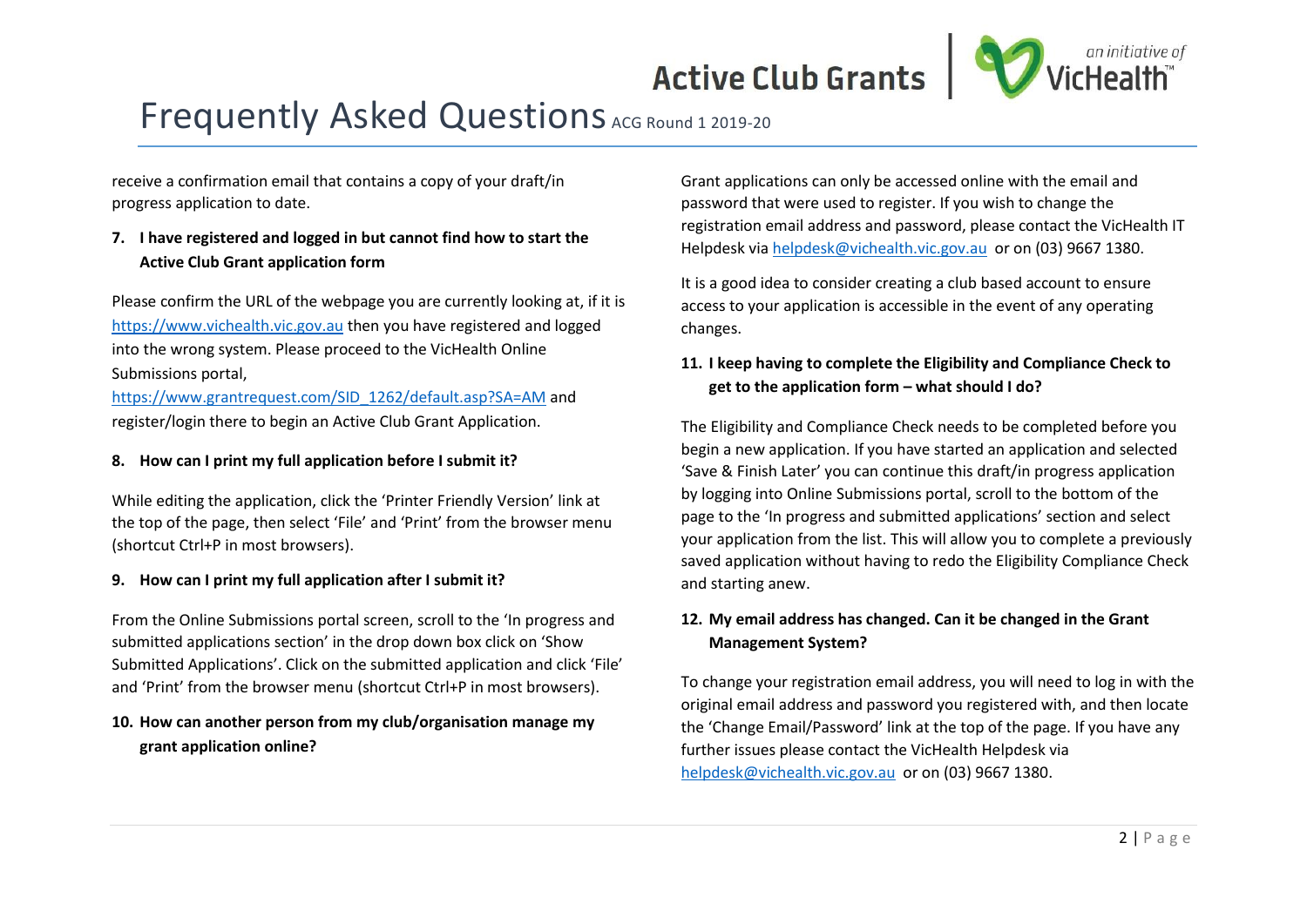receive a confirmation email that contains a copy of your draft/in progress application to date.

**7. I have registered and logged in but cannot find how to start the Active Club Grant application form**

Please confirm the URL of the webpage you are currently looking at, if it is https://www.vichealth.vic.gov.au then you have registered and logged into the wrong system. Please proceed to the VicHealth Online Submissions portal, https://www.grantrequest.com/SID_1262/default.asp?SA=AM and register/login there to begin an Active Club Grant Application.

**8. How can I print my full application before I submit it?**

While editing the application, click the 'Printer Friendly Version' link at the top of the page, then select 'File' and 'Print' from the browser menu (shortcut Ctrl+P in most browsers).

**9. How can I print my full application after I submit it?**

From the Online Submissions portal screen, scroll to the 'In progress and submitted applications section' in the drop down box click on 'Show Submitted Applications'. Click on the submitted application and click 'File' and 'Print' from the browser menu (shortcut Ctrl+P in most browsers).

**10. How can another person from my club/organisation manage my grant application online?**

Grant applications can only be accessed online with the email and password that were used to register. If you wish to change the registration email address and password, please contact the VicHealth IT Helpdesk via helpdesk@vichealth.vic.gov.au or on (03) 9667 1380.

It is a good idea to consider creating a club based account to ensure access to your application is accessible in the event of any operating changes.

**11. I keep having to complete the Eligibility and Compliance Check to get to the application form – what should I do?**

The Eligibility and Compliance Check needs to be completed before you begin a new application. If you have started an application and selected 'Save & Finish Later' you can continue this draft/in progress application by logging into Online Submissions portal, scroll to the bottom of the page to the 'In progress and submitted applications' section and select your application from the list. This will allow you to complete a previously saved application without having to redo the Eligibility Compliance Check and starting anew.

**12. My email address has changed. Can it be changed in the Grant Management System?**

To change your registration email address, you will need to log in with the original email address and password you registered with, and then locate the 'Change Email/Password' link at the top of the page. If you have any further issues please contact the VicHealth Helpdesk via helpdesk@vichealth.vic.gov.au or on (03) 9667 1380.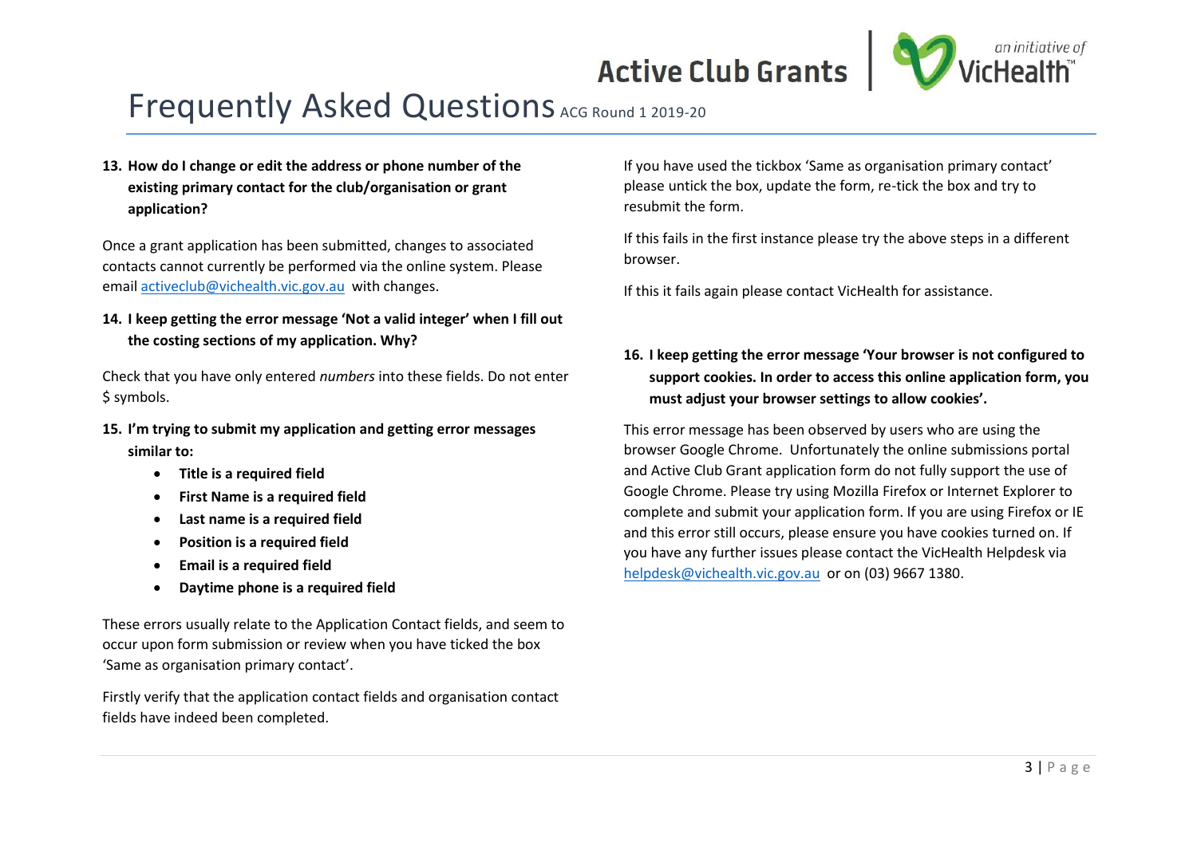**13. How do I change or edit the address or phone number of the existing primary contact for the club/organisation or grant application?**

Once a grant application has been submitted, changes to associated contacts cannot currently be performed via the online system. Please email activeclub@vichealth.vic.gov.au with changes.

**14. I keep getting the error message 'Not a valid integer' when I fill out the costing sections of my application. Why?**

Check that you have only entered *numbers* into these fields. Do not enter $ symbols.

**15. I'm trying to submit my application and getting error messages similar to:**

- **Title is a required field**
- **First Name is a required field**
- **Last name is a required field**
- **Position is a required field**
- **Email is a required field**
- **Daytime phone is a required field**

These errors usually relate to the Application Contact fields, and seem to occur upon form submission or review when you have ticked the box 'Same as organisation primary contact'.

Firstly verify that the application contact fields and organisation contact fields have indeed been completed.

If you have used the tickbox 'Same as organisation primary contact' please untick the box, update the form, re-tick the box and try to resubmit the form.

If this fails in the first instance please try the above steps in a different browser.

If this it fails again please contact VicHealth for assistance.

**16. I keep getting the error message 'Your browser is not configured to support cookies. In order to access this online application form, you must adjust your browser settings to allow cookies'.**

This error message has been observed by users who are using the browser Google Chrome. Unfortunately the online submissions portal and Active Club Grant application form do not fully support the use of Google Chrome. Please try using Mozilla Firefox or Internet Explorer to complete and submit your application form. If you are using Firefox or IE and this error still occurs, please ensure you have cookies turned on. If you have any further issues please contact the VicHealth Helpdesk via helpdesk@vichealth.vic.gov.au or on (03) 9667 1380.